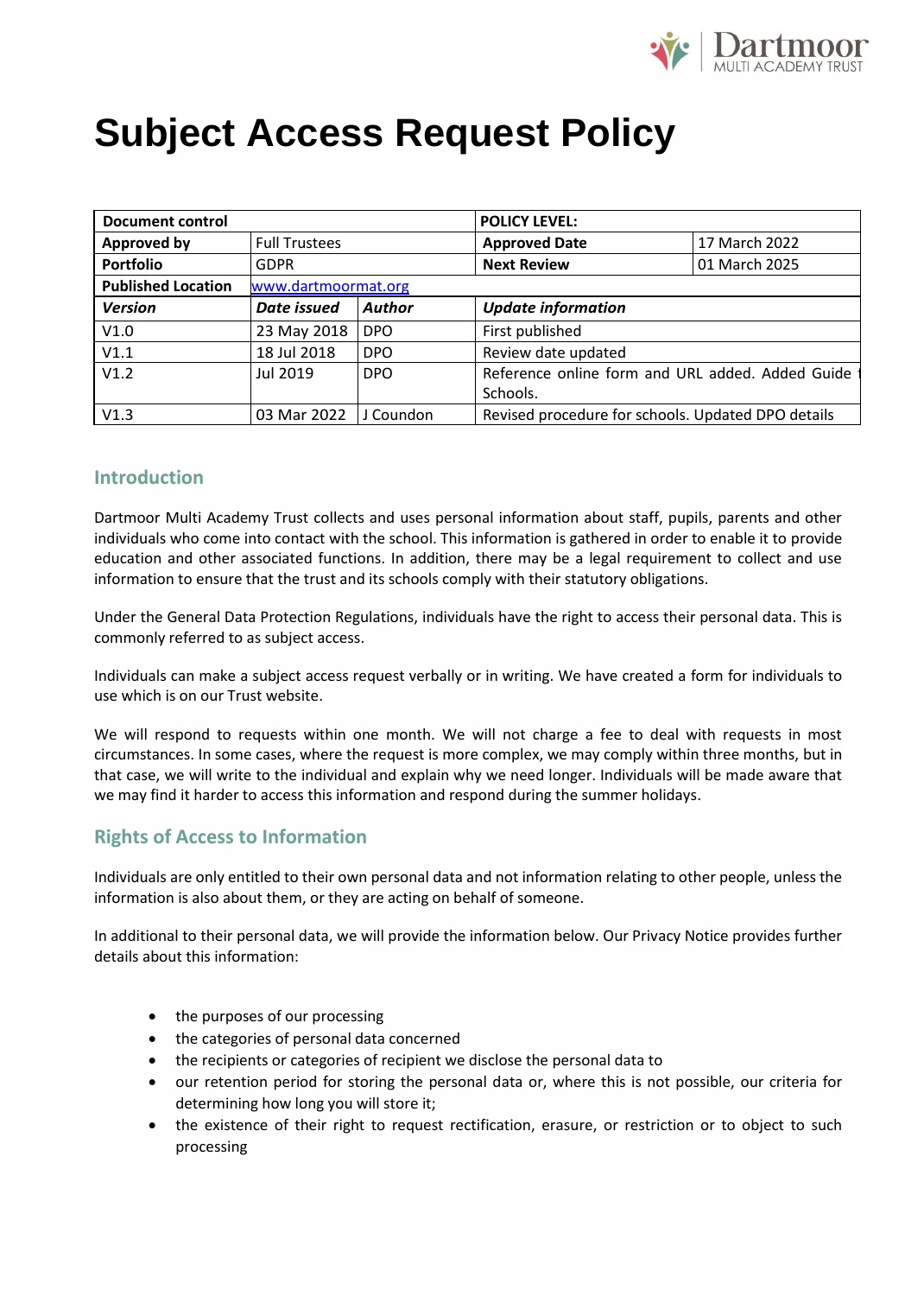# Subject Access Request Policy

| Document control | | | POLICY LEVEL: | |
|---|---|---|---|---|
| **Approved by** | Full Trustees | | **Approved Date** | 17 March 2022 |
| **Portfolio** | GDPR | | **Next Review** | 01 March 2025 |
| **Published Location** | www.dartmoormat.org | | | |
| ***Version*** | ***Date issued*** | ***Author*** | ***Update information*** | |
| V1.0 | 23 May 2018 | DPO | First published | |
| V1.1 | 18 Jul 2018 | DPO | Review date updated | |
| V1.2 | Jul 2019 | DPO | Reference online form and URL added. Added Guide t Schools. | |
| V1.3 | 03 Mar 2022 | J Coundon | Revised procedure for schools. Updated DPO details | |

## Introduction

Dartmoor Multi Academy Trust collects and uses personal information about staff, pupils, parents and other individuals who come into contact with the school. This information is gathered in order to enable it to provide education and other associated functions. In addition, there may be a legal requirement to collect and use information to ensure that the trust and its schools comply with their statutory obligations.

Under the General Data Protection Regulations, individuals have the right to access their personal data. This is commonly referred to as subject access.

Individuals can make a subject access request verbally or in writing. We have created a form for individuals to use which is on our Trust website.

We will respond to requests within one month. We will not charge a fee to deal with requests in most circumstances. In some cases, where the request is more complex, we may comply within three months, but in that case, we will write to the individual and explain why we need longer. Individuals will be made aware that we may find it harder to access this information and respond during the summer holidays.

## Rights of Access to Information

Individuals are only entitled to their own personal data and not information relating to other people, unless the information is also about them, or they are acting on behalf of someone.

In additional to their personal data, we will provide the information below. Our Privacy Notice provides further details about this information:

- the purposes of our processing
- the categories of personal data concerned
- the recipients or categories of recipient we disclose the personal data to
- our retention period for storing the personal data or, where this is not possible, our criteria for determining how long you will store it;
- the existence of their right to request rectification, erasure, or restriction or to object to such processing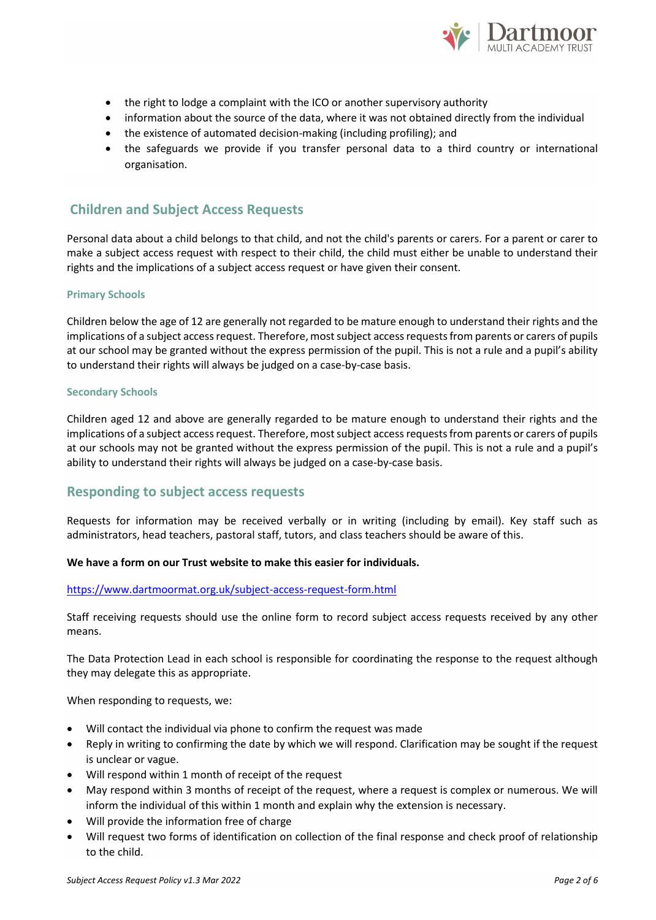- the right to lodge a complaint with the ICO or another supervisory authority
- information about the source of the data, where it was not obtained directly from the individual
- the existence of automated decision-making (including profiling); and
- the safeguards we provide if you transfer personal data to a third country or international organisation.

## Children and Subject Access Requests

Personal data about a child belongs to that child, and not the child's parents or carers. For a parent or carer to make a subject access request with respect to their child, the child must either be unable to understand their rights and the implications of a subject access request or have given their consent.

### Primary Schools

Children below the age of 12 are generally not regarded to be mature enough to understand their rights and the implications of a subject access request. Therefore, most subject access requests from parents or carers of pupils at our school may be granted without the express permission of the pupil. This is not a rule and a pupil's ability to understand their rights will always be judged on a case-by-case basis.

### Secondary Schools

Children aged 12 and above are generally regarded to be mature enough to understand their rights and the implications of a subject access request. Therefore, most subject access requests from parents or carers of pupils at our schools may not be granted without the express permission of the pupil. This is not a rule and a pupil's ability to understand their rights will always be judged on a case-by-case basis.

## Responding to subject access requests

Requests for information may be received verbally or in writing (including by email). Key staff such as administrators, head teachers, pastoral staff, tutors, and class teachers should be aware of this.

**We have a form on our Trust website to make this easier for individuals.**

https://www.dartmoormat.org.uk/subject-access-request-form.html

Staff receiving requests should use the online form to record subject access requests received by any other means.

The Data Protection Lead in each school is responsible for coordinating the response to the request although they may delegate this as appropriate.

When responding to requests, we:

- Will contact the individual via phone to confirm the request was made
- Reply in writing to confirming the date by which we will respond. Clarification may be sought if the request is unclear or vague.
- Will respond within 1 month of receipt of the request
- May respond within 3 months of receipt of the request, where a request is complex or numerous. We will inform the individual of this within 1 month and explain why the extension is necessary.
- Will provide the information free of charge
- Will request two forms of identification on collection of the final response and check proof of relationship to the child.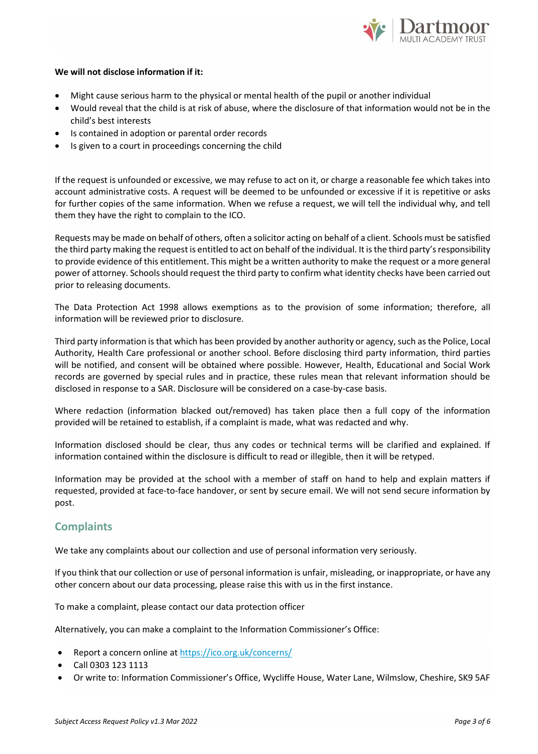**We will not disclose information if it:**

- Might cause serious harm to the physical or mental health of the pupil or another individual
- Would reveal that the child is at risk of abuse, where the disclosure of that information would not be in the child's best interests
- Is contained in adoption or parental order records
- Is given to a court in proceedings concerning the child

If the request is unfounded or excessive, we may refuse to act on it, or charge a reasonable fee which takes into account administrative costs. A request will be deemed to be unfounded or excessive if it is repetitive or asks for further copies of the same information. When we refuse a request, we will tell the individual why, and tell them they have the right to complain to the ICO.

Requests may be made on behalf of others, often a solicitor acting on behalf of a client. Schools must be satisfied the third party making the request is entitled to act on behalf of the individual. It is the third party's responsibility to provide evidence of this entitlement. This might be a written authority to make the request or a more general power of attorney. Schools should request the third party to confirm what identity checks have been carried out prior to releasing documents.

The Data Protection Act 1998 allows exemptions as to the provision of some information; therefore, all information will be reviewed prior to disclosure.

Third party information is that which has been provided by another authority or agency, such as the Police, Local Authority, Health Care professional or another school. Before disclosing third party information, third parties will be notified, and consent will be obtained where possible. However, Health, Educational and Social Work records are governed by special rules and in practice, these rules mean that relevant information should be disclosed in response to a SAR. Disclosure will be considered on a case-by-case basis.

Where redaction (information blacked out/removed) has taken place then a full copy of the information provided will be retained to establish, if a complaint is made, what was redacted and why.

Information disclosed should be clear, thus any codes or technical terms will be clarified and explained. If information contained within the disclosure is difficult to read or illegible, then it will be retyped.

Information may be provided at the school with a member of staff on hand to help and explain matters if requested, provided at face-to-face handover, or sent by secure email. We will not send secure information by post.

## Complaints

We take any complaints about our collection and use of personal information very seriously.

If you think that our collection or use of personal information is unfair, misleading, or inappropriate, or have any other concern about our data processing, please raise this with us in the first instance.

To make a complaint, please contact our data protection officer

Alternatively, you can make a complaint to the Information Commissioner's Office:

- Report a concern online at https://ico.org.uk/concerns/
- Call 0303 123 1113
- Or write to: Information Commissioner's Office, Wycliffe House, Water Lane, Wilmslow, Cheshire, SK9 5AF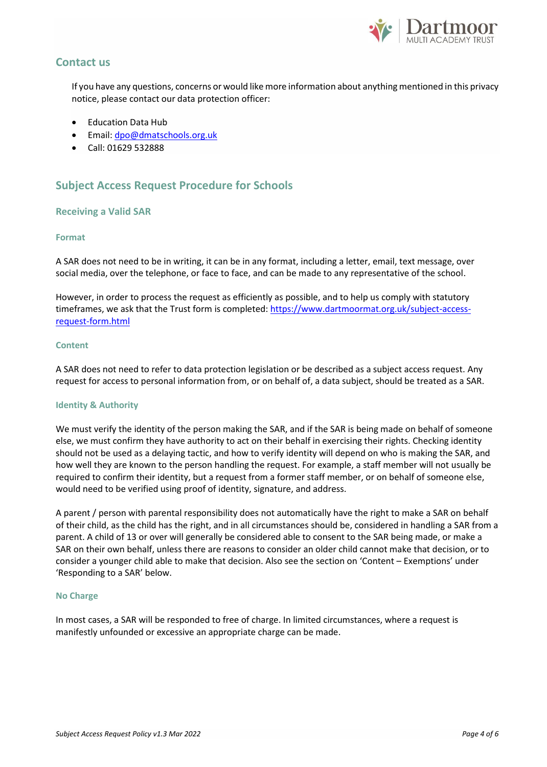## Contact us

If you have any questions, concerns or would like more information about anything mentioned in this privacy notice, please contact our data protection officer:

- Education Data Hub
- Email: dpo@dmatschools.org.uk
- Call: 01629 532888

## Subject Access Request Procedure for Schools

### Receiving a Valid SAR

#### Format

A SAR does not need to be in writing, it can be in any format, including a letter, email, text message, over social media, over the telephone, or face to face, and can be made to any representative of the school.

However, in order to process the request as efficiently as possible, and to help us comply with statutory timeframes, we ask that the Trust form is completed: https://www.dartmoormat.org.uk/subject-access-request-form.html

#### Content

A SAR does not need to refer to data protection legislation or be described as a subject access request. Any request for access to personal information from, or on behalf of, a data subject, should be treated as a SAR.

#### Identity & Authority

We must verify the identity of the person making the SAR, and if the SAR is being made on behalf of someone else, we must confirm they have authority to act on their behalf in exercising their rights. Checking identity should not be used as a delaying tactic, and how to verify identity will depend on who is making the SAR, and how well they are known to the person handling the request. For example, a staff member will not usually be required to confirm their identity, but a request from a former staff member, or on behalf of someone else, would need to be verified using proof of identity, signature, and address.

A parent / person with parental responsibility does not automatically have the right to make a SAR on behalf of their child, as the child has the right, and in all circumstances should be, considered in handling a SAR from a parent. A child of 13 or over will generally be considered able to consent to the SAR being made, or make a SAR on their own behalf, unless there are reasons to consider an older child cannot make that decision, or to consider a younger child able to make that decision. Also see the section on 'Content – Exemptions' under 'Responding to a SAR' below.

#### No Charge

In most cases, a SAR will be responded to free of charge. In limited circumstances, where a request is manifestly unfounded or excessive an appropriate charge can be made.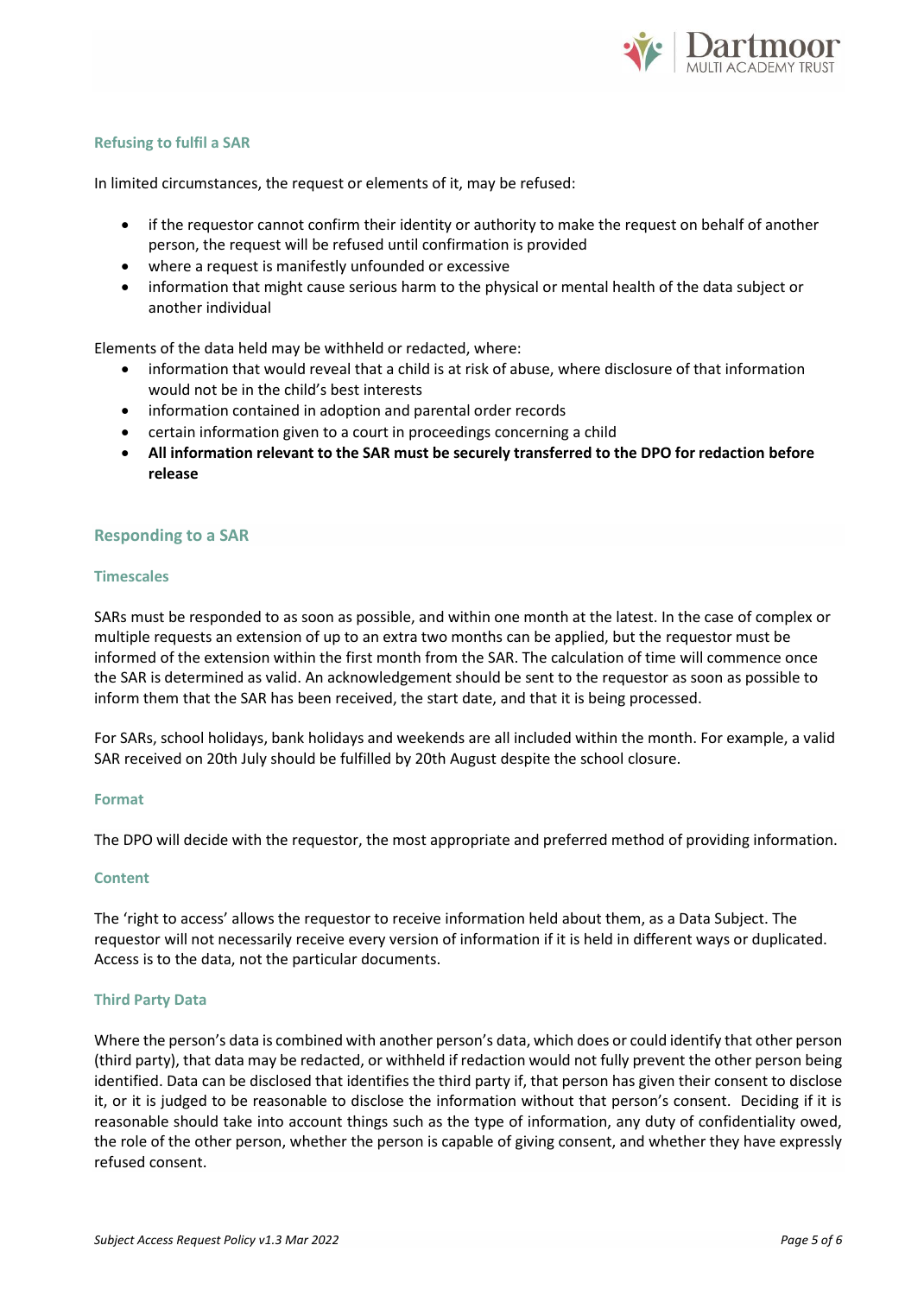### Refusing to fulfil a SAR

In limited circumstances, the request or elements of it, may be refused:

- if the requestor cannot confirm their identity or authority to make the request on behalf of another person, the request will be refused until confirmation is provided
- where a request is manifestly unfounded or excessive
- information that might cause serious harm to the physical or mental health of the data subject or another individual

Elements of the data held may be withheld or redacted, where:

- information that would reveal that a child is at risk of abuse, where disclosure of that information would not be in the child's best interests
- information contained in adoption and parental order records
- certain information given to a court in proceedings concerning a child
- **All information relevant to the SAR must be securely transferred to the DPO for redaction before release**

## Responding to a SAR

### Timescales

SARs must be responded to as soon as possible, and within one month at the latest. In the case of complex or multiple requests an extension of up to an extra two months can be applied, but the requestor must be informed of the extension within the first month from the SAR. The calculation of time will commence once the SAR is determined as valid. An acknowledgement should be sent to the requestor as soon as possible to inform them that the SAR has been received, the start date, and that it is being processed.

For SARs, school holidays, bank holidays and weekends are all included within the month. For example, a valid SAR received on 20th July should be fulfilled by 20th August despite the school closure.

### Format

The DPO will decide with the requestor, the most appropriate and preferred method of providing information.

### Content

The 'right to access' allows the requestor to receive information held about them, as a Data Subject. The requestor will not necessarily receive every version of information if it is held in different ways or duplicated. Access is to the data, not the particular documents.

### Third Party Data

Where the person's data is combined with another person's data, which does or could identify that other person (third party), that data may be redacted, or withheld if redaction would not fully prevent the other person being identified. Data can be disclosed that identifies the third party if, that person has given their consent to disclose it, or it is judged to be reasonable to disclose the information without that person's consent. Deciding if it is reasonable should take into account things such as the type of information, any duty of confidentiality owed, the role of the other person, whether the person is capable of giving consent, and whether they have expressly refused consent.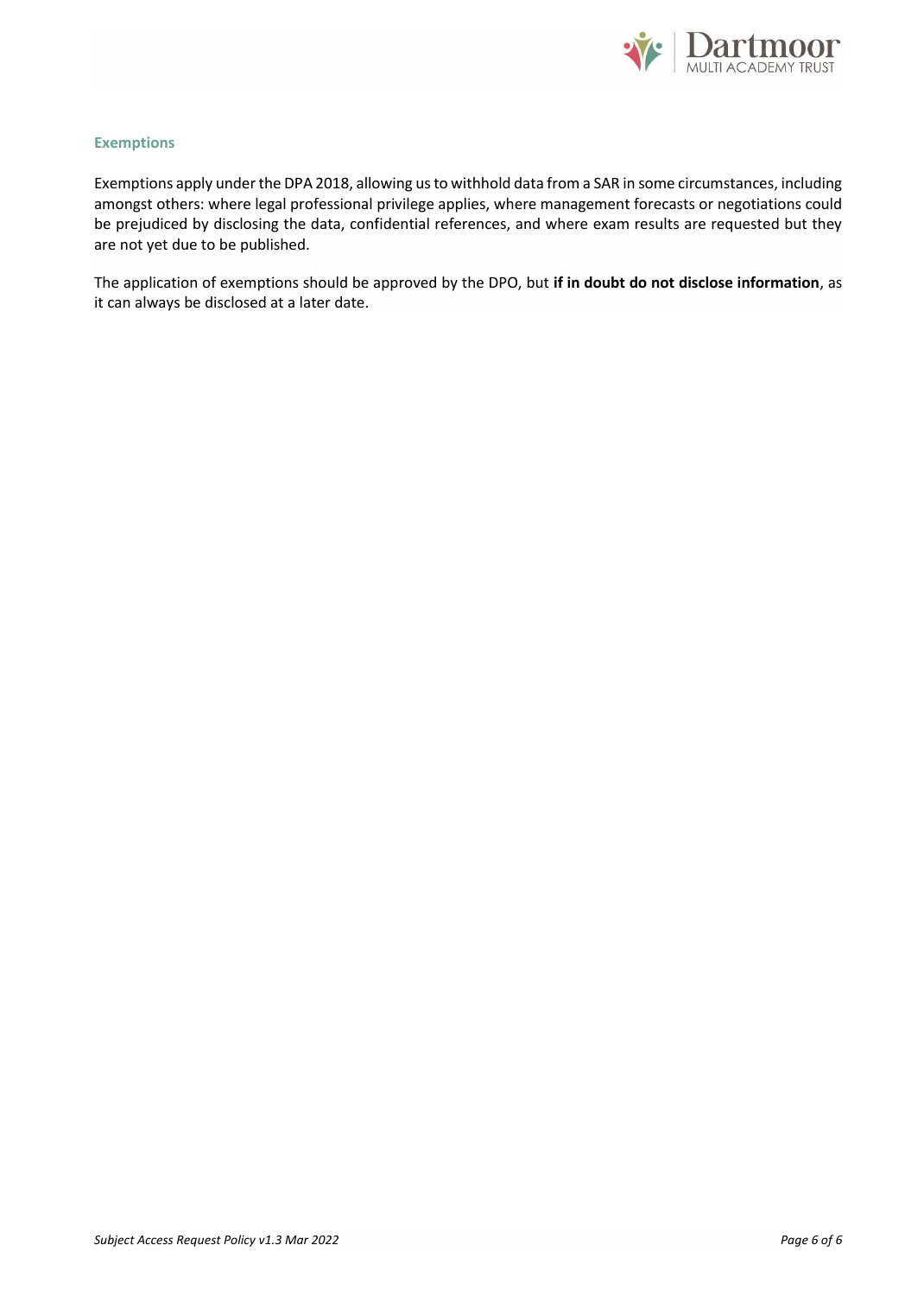### Exemptions

Exemptions apply under the DPA 2018, allowing us to withhold data from a SAR in some circumstances, including amongst others: where legal professional privilege applies, where management forecasts or negotiations could be prejudiced by disclosing the data, confidential references, and where exam results are requested but they are not yet due to be published.

The application of exemptions should be approved by the DPO, but **if in doubt do not disclose information**, as it can always be disclosed at a later date.